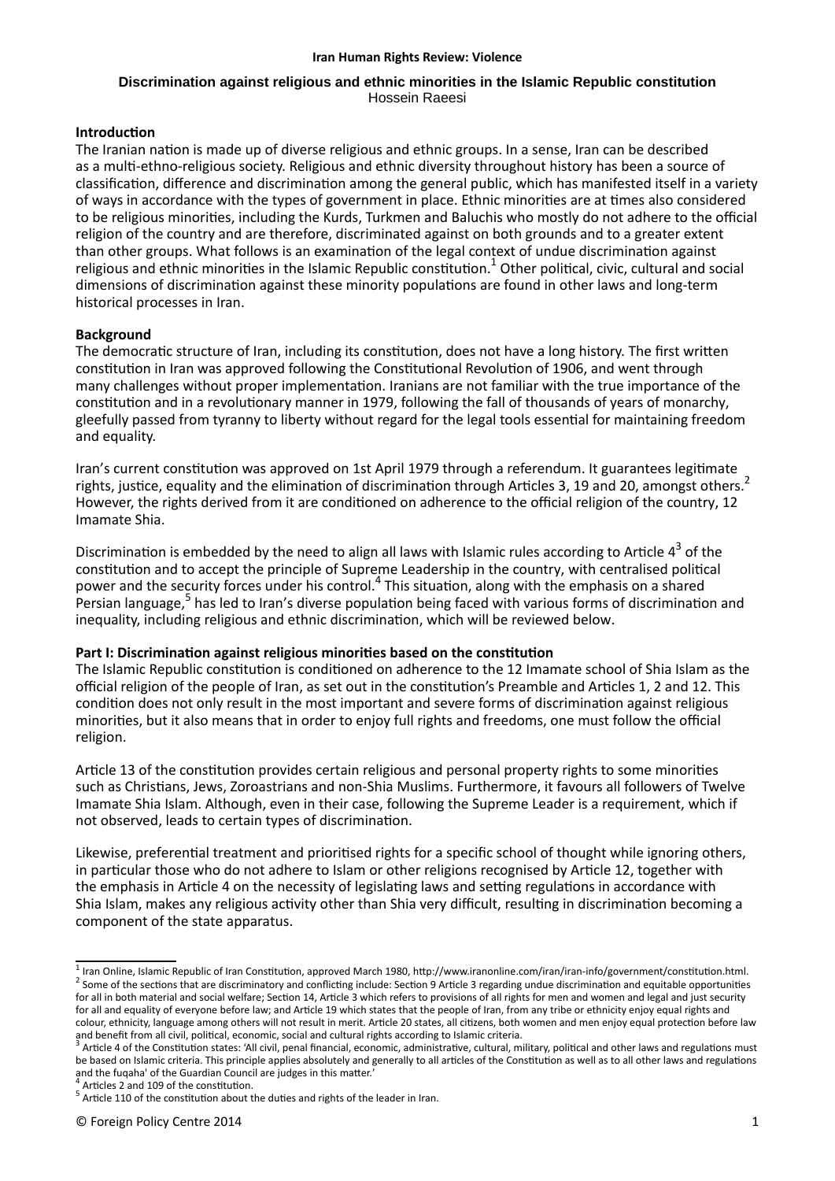**Iran Human Rights Review: Violence**

# Discrimination against religious and ethnic minorities in the Islamic Republic constitution

Hossein Raeesi

## Introduction

The Iranian nation is made up of diverse religious and ethnic groups. In a sense, Iran can be described as a multi-ethno-religious society. Religious and ethnic diversity throughout history has been a source of classification, difference and discrimination among the general public, which has manifested itself in a variety of ways in accordance with the types of government in place. Ethnic minorities are at times also considered to be religious minorities, including the Kurds, Turkmen and Baluchis who mostly do not adhere to the official religion of the country and are therefore, discriminated against on both grounds and to a greater extent than other groups. What follows is an examination of the legal context of undue discrimination against religious and ethnic minorities in the Islamic Republic constitution.[1] Other political, civic, cultural and social dimensions of discrimination against these minority populations are found in other laws and long-term historical processes in Iran.

## Background

The democratic structure of Iran, including its constitution, does not have a long history. The first written constitution in Iran was approved following the Constitutional Revolution of 1906, and went through many challenges without proper implementation. Iranians are not familiar with the true importance of the constitution and in a revolutionary manner in 1979, following the fall of thousands of years of monarchy, gleefully passed from tyranny to liberty without regard for the legal tools essential for maintaining freedom and equality.

Iran's current constitution was approved on 1st April 1979 through a referendum. It guarantees legitimate rights, justice, equality and the elimination of discrimination through Articles 3, 19 and 20, amongst others.[2] However, the rights derived from it are conditioned on adherence to the official religion of the country, 12 Imamate Shia.

Discrimination is embedded by the need to align all laws with Islamic rules according to Article 4[3] of the constitution and to accept the principle of Supreme Leadership in the country, with centralised political power and the security forces under his control.[4] This situation, along with the emphasis on a shared Persian language,[5] has led to Iran's diverse population being faced with various forms of discrimination and inequality, including religious and ethnic discrimination, which will be reviewed below.

## Part I: Discrimination against religious minorities based on the constitution

The Islamic Republic constitution is conditioned on adherence to the 12 Imamate school of Shia Islam as the official religion of the people of Iran, as set out in the constitution's Preamble and Articles 1, 2 and 12. This condition does not only result in the most important and severe forms of discrimination against religious minorities, but it also means that in order to enjoy full rights and freedoms, one must follow the official religion.

Article 13 of the constitution provides certain religious and personal property rights to some minorities such as Christians, Jews, Zoroastrians and non-Shia Muslims. Furthermore, it favours all followers of Twelve Imamate Shia Islam. Although, even in their case, following the Supreme Leader is a requirement, which if not observed, leads to certain types of discrimination.

Likewise, preferential treatment and prioritised rights for a specific school of thought while ignoring others, in particular those who do not adhere to Islam or other religions recognised by Article 12, together with the emphasis in Article 4 on the necessity of legislating laws and setting regulations in accordance with Shia Islam, makes any religious activity other than Shia very difficult, resulting in discrimination becoming a component of the state apparatus.

---

[1] Iran Online, Islamic Republic of Iran Constitution, approved March 1980, http://www.iranonline.com/iran/iran-info/government/constitution.html.

[2] Some of the sections that are discriminatory and conflicting include: Section 9 Article 3 regarding undue discrimination and equitable opportunities for all in both material and social welfare; Section 14, Article 3 which refers to provisions of all rights for men and women and legal and just security for all and equality of everyone before law; and Article 19 which states that the people of Iran, from any tribe or ethnicity enjoy equal rights and colour, ethnicity, language among others will not result in merit. Article 20 states, all citizens, both women and men enjoy equal protection before law and benefit from all civil, political, economic, social and cultural rights according to Islamic criteria.

[3] Article 4 of the Constitution states: 'All civil, penal financial, economic, administrative, cultural, military, political and other laws and regulations must be based on Islamic criteria. This principle applies absolutely and generally to all articles of the Constitution as well as to all other laws and regulations and the fuqaha' of the Guardian Council are judges in this matter.'

[4] Articles 2 and 109 of the constitution.

[5] Article 110 of the constitution about the duties and rights of the leader in Iran.

© Foreign Policy Centre 2014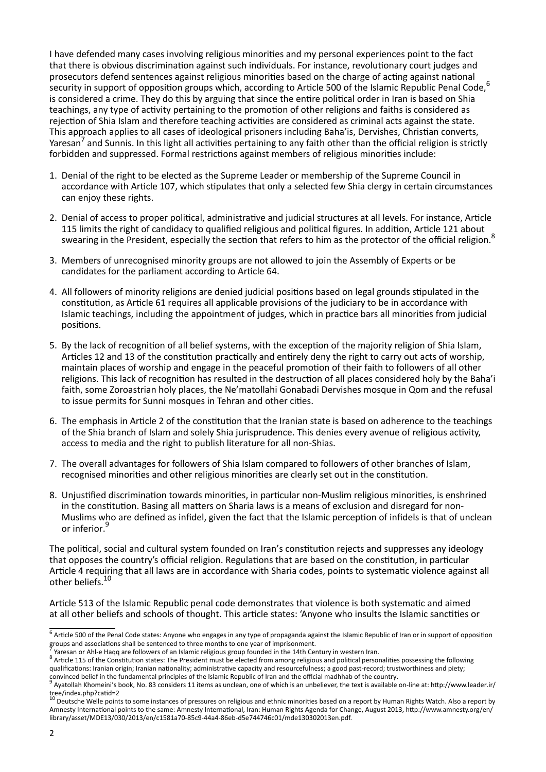I have defended many cases involving religious minorities and my personal experiences point to the fact that there is obvious discrimination against such individuals. For instance, revolutionary court judges and prosecutors defend sentences against religious minorities based on the charge of acting against national security in support of opposition groups which, according to Article 500 of the Islamic Republic Penal Code,[6] is considered a crime. They do this by arguing that since the entire political order in Iran is based on Shia teachings, any type of activity pertaining to the promotion of other religions and faiths is considered as rejection of Shia Islam and therefore teaching activities are considered as criminal acts against the state. This approach applies to all cases of ideological prisoners including Baha'is, Dervishes, Christian converts, Yaresan[7] and Sunnis. In this light all activities pertaining to any faith other than the official religion is strictly forbidden and suppressed. Formal restrictions against members of religious minorities include:

1. Denial of the right to be elected as the Supreme Leader or membership of the Supreme Council in accordance with Article 107, which stipulates that only a selected few Shia clergy in certain circumstances can enjoy these rights.

2. Denial of access to proper political, administrative and judicial structures at all levels. For instance, Article 115 limits the right of candidacy to qualified religious and political figures. In addition, Article 121 about swearing in the President, especially the section that refers to him as the protector of the official religion.[8]

3. Members of unrecognised minority groups are not allowed to join the Assembly of Experts or be candidates for the parliament according to Article 64.

4. All followers of minority religions are denied judicial positions based on legal grounds stipulated in the constitution, as Article 61 requires all applicable provisions of the judiciary to be in accordance with Islamic teachings, including the appointment of judges, which in practice bars all minorities from judicial positions.

5. By the lack of recognition of all belief systems, with the exception of the majority religion of Shia Islam, Articles 12 and 13 of the constitution practically and entirely deny the right to carry out acts of worship, maintain places of worship and engage in the peaceful promotion of their faith to followers of all other religions. This lack of recognition has resulted in the destruction of all places considered holy by the Baha'i faith, some Zoroastrian holy places, the Ne'matollahi Gonabadi Dervishes mosque in Qom and the refusal to issue permits for Sunni mosques in Tehran and other cities.

6. The emphasis in Article 2 of the constitution that the Iranian state is based on adherence to the teachings of the Shia branch of Islam and solely Shia jurisprudence. This denies every avenue of religious activity, access to media and the right to publish literature for all non-Shias.

7. The overall advantages for followers of Shia Islam compared to followers of other branches of Islam, recognised minorities and other religious minorities are clearly set out in the constitution.

8. Unjustified discrimination towards minorities, in particular non-Muslim religious minorities, is enshrined in the constitution. Basing all matters on Sharia laws is a means of exclusion and disregard for non-Muslims who are defined as infidel, given the fact that the Islamic perception of infidels is that of unclean or inferior.[9]

The political, social and cultural system founded on Iran's constitution rejects and suppresses any ideology that opposes the country's official religion. Regulations that are based on the constitution, in particular Article 4 requiring that all laws are in accordance with Sharia codes, points to systematic violence against all other beliefs.[10]

Article 513 of the Islamic Republic penal code demonstrates that violence is both systematic and aimed at all other beliefs and schools of thought. This article states: 'Anyone who insults the Islamic sanctities or

---

[6] Article 500 of the Penal Code states: Anyone who engages in any type of propaganda against the Islamic Republic of Iran or in support of opposition groups and associations shall be sentenced to three months to one year of imprisonment.

[7] Yaresan or Ahl-e Haqq are followers of an Islamic religious group founded in the 14th Century in western Iran.

[8] Article 115 of the Constitution states: The President must be elected from among religious and political personalities possessing the following qualifications: Iranian origin; Iranian nationality; administrative capacity and resourcefulness; a good past-record; trustworthiness and piety; convinced belief in the fundamental principles of the Islamic Republic of Iran and the official madhhab of the country.

[9] Ayatollah Khomeini's book, No. 83 considers 11 items as unclean, one of which is an unbeliever, the text is available on-line at: http://www.leader.ir/tree/index.php?catid=2

[10] Deutsche Welle points to some instances of pressures on religious and ethnic minorities based on a report by Human Rights Watch. Also a report by Amnesty International points to the same: Amnesty International, Iran: Human Rights Agenda for Change, August 2013, http://www.amnesty.org/en/library/asset/MDE13/030/2013/en/c1581a70-85c9-44a4-86eb-d5e744746c01/mde130302013en.pdf.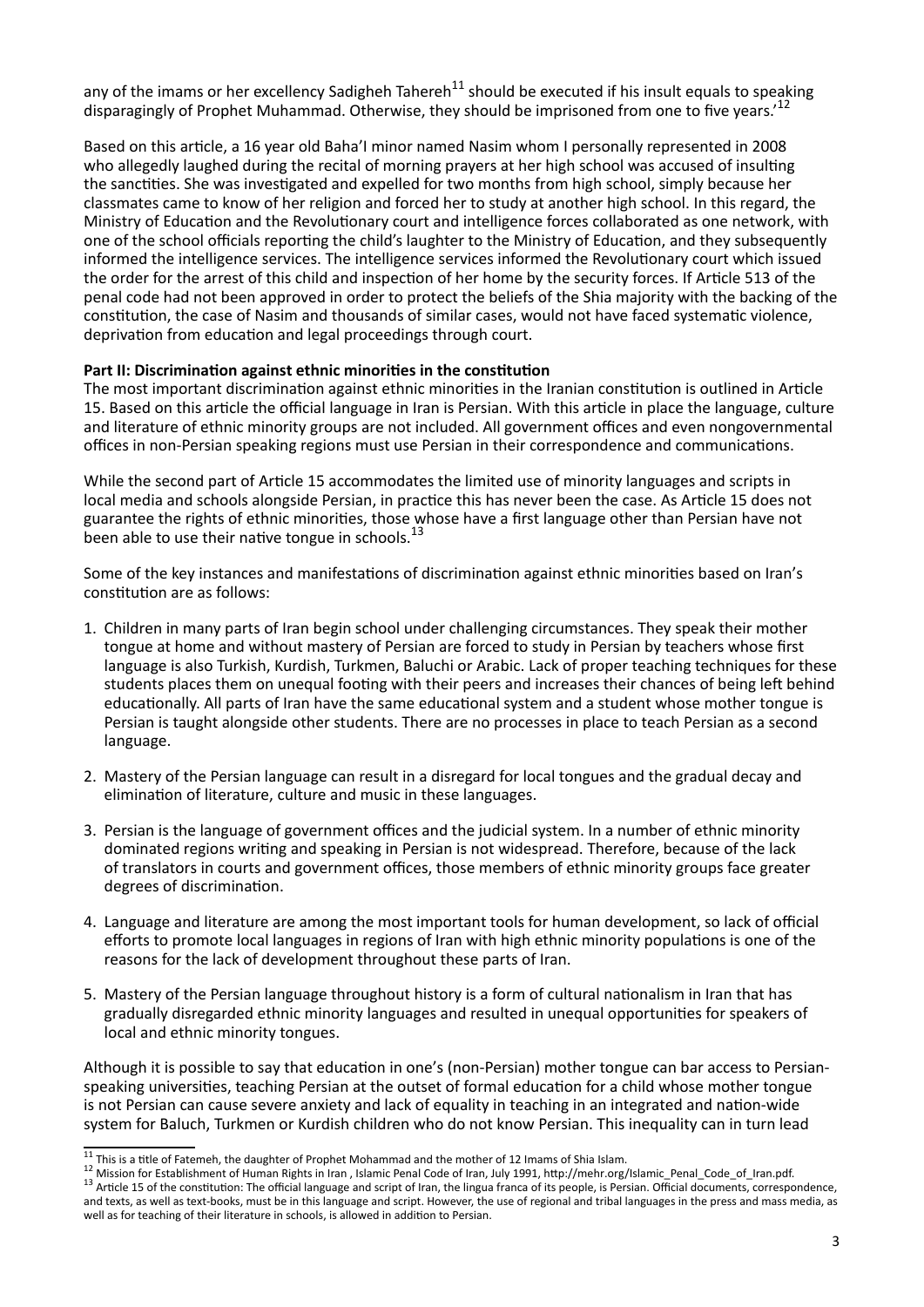any of the imams or her excellency Sadigheh Tahereh[11] should be executed if his insult equals to speaking disparagingly of Prophet Muhammad. Otherwise, they should be imprisoned from one to five years.'[12]

Based on this article, a 16 year old Baha'I minor named Nasim whom I personally represented in 2008 who allegedly laughed during the recital of morning prayers at her high school was accused of insulting the sanctities. She was investigated and expelled for two months from high school, simply because her classmates came to know of her religion and forced her to study at another high school. In this regard, the Ministry of Education and the Revolutionary court and intelligence forces collaborated as one network, with one of the school officials reporting the child's laughter to the Ministry of Education, and they subsequently informed the intelligence services. The intelligence services informed the Revolutionary court which issued the order for the arrest of this child and inspection of her home by the security forces. If Article 513 of the penal code had not been approved in order to protect the beliefs of the Shia majority with the backing of the constitution, the case of Nasim and thousands of similar cases, would not have faced systematic violence, deprivation from education and legal proceedings through court.

**Part II: Discrimination against ethnic minorities in the constitution**

The most important discrimination against ethnic minorities in the Iranian constitution is outlined in Article 15. Based on this article the official language in Iran is Persian. With this article in place the language, culture and literature of ethnic minority groups are not included. All government offices and even nongovernmental offices in non-Persian speaking regions must use Persian in their correspondence and communications.

While the second part of Article 15 accommodates the limited use of minority languages and scripts in local media and schools alongside Persian, in practice this has never been the case. As Article 15 does not guarantee the rights of ethnic minorities, those whose have a first language other than Persian have not been able to use their native tongue in schools.[13]

Some of the key instances and manifestations of discrimination against ethnic minorities based on Iran's constitution are as follows:

1. Children in many parts of Iran begin school under challenging circumstances. They speak their mother tongue at home and without mastery of Persian are forced to study in Persian by teachers whose first language is also Turkish, Kurdish, Turkmen, Baluchi or Arabic. Lack of proper teaching techniques for these students places them on unequal footing with their peers and increases their chances of being left behind educationally. All parts of Iran have the same educational system and a student whose mother tongue is Persian is taught alongside other students. There are no processes in place to teach Persian as a second language.

2. Mastery of the Persian language can result in a disregard for local tongues and the gradual decay and elimination of literature, culture and music in these languages.

3. Persian is the language of government offices and the judicial system. In a number of ethnic minority dominated regions writing and speaking in Persian is not widespread. Therefore, because of the lack of translators in courts and government offices, those members of ethnic minority groups face greater degrees of discrimination.

4. Language and literature are among the most important tools for human development, so lack of official efforts to promote local languages in regions of Iran with high ethnic minority populations is one of the reasons for the lack of development throughout these parts of Iran.

5. Mastery of the Persian language throughout history is a form of cultural nationalism in Iran that has gradually disregarded ethnic minority languages and resulted in unequal opportunities for speakers of local and ethnic minority tongues.

Although it is possible to say that education in one's (non-Persian) mother tongue can bar access to Persian-speaking universities, teaching Persian at the outset of formal education for a child whose mother tongue is not Persian can cause severe anxiety and lack of equality in teaching in an integrated and nation-wide system for Baluch, Turkmen or Kurdish children who do not know Persian. This inequality can in turn lead

---

[11] This is a title of Fatemeh, the daughter of Prophet Mohammad and the mother of 12 Imams of Shia Islam.

[12] Mission for Establishment of Human Rights in Iran , Islamic Penal Code of Iran, July 1991, http://mehr.org/Islamic_Penal_Code_of_Iran.pdf.

[13] Article 15 of the constitution: The official language and script of Iran, the lingua franca of its people, is Persian. Official documents, correspondence, and texts, as well as text-books, must be in this language and script. However, the use of regional and tribal languages in the press and mass media, as well as for teaching of their literature in schools, is allowed in addition to Persian.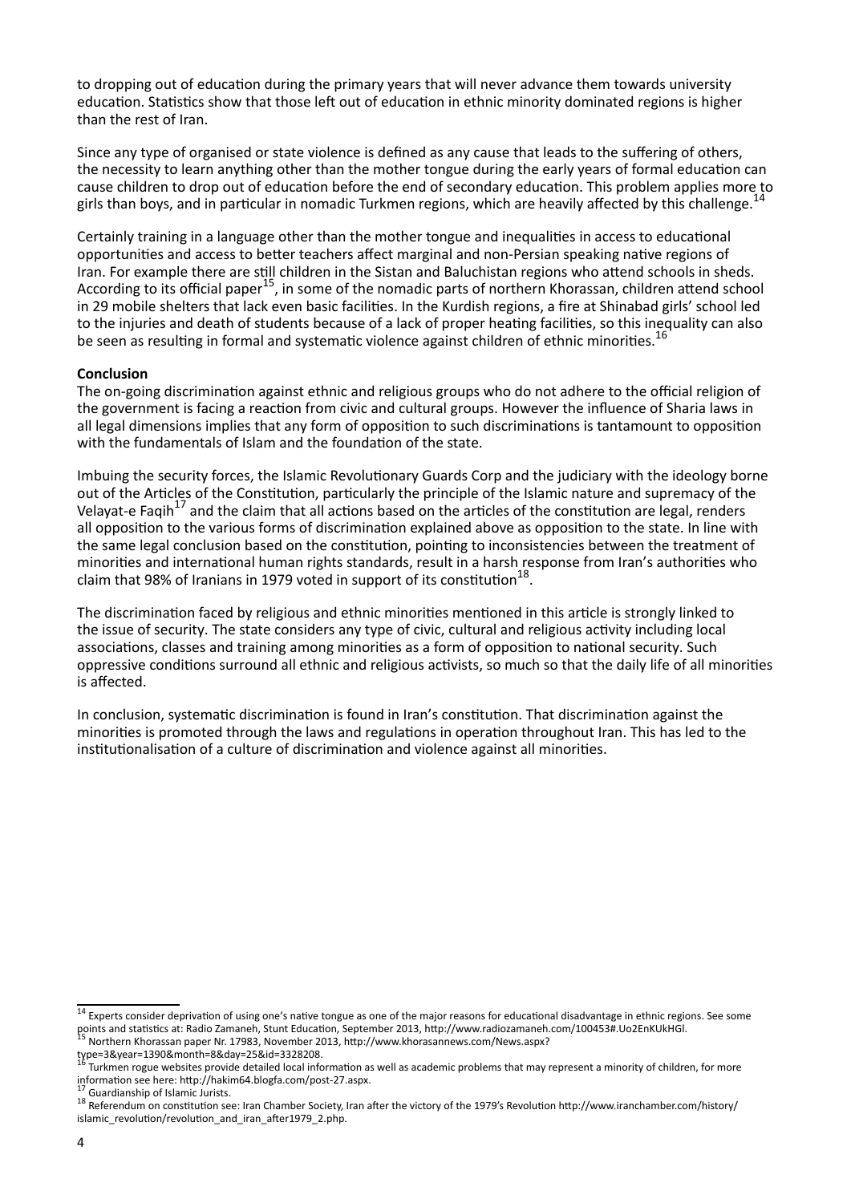to dropping out of education during the primary years that will never advance them towards university education. Statistics show that those left out of education in ethnic minority dominated regions is higher than the rest of Iran.

Since any type of organised or state violence is defined as any cause that leads to the suffering of others, the necessity to learn anything other than the mother tongue during the early years of formal education can cause children to drop out of education before the end of secondary education. This problem applies more to girls than boys, and in particular in nomadic Turkmen regions, which are heavily affected by this challenge.[14]

Certainly training in a language other than the mother tongue and inequalities in access to educational opportunities and access to better teachers affect marginal and non-Persian speaking native regions of Iran. For example there are still children in the Sistan and Baluchistan regions who attend schools in sheds. According to its official paper[15], in some of the nomadic parts of northern Khorassan, children attend school in 29 mobile shelters that lack even basic facilities. In the Kurdish regions, a fire at Shinabad girls' school led to the injuries and death of students because of a lack of proper heating facilities, so this inequality can also be seen as resulting in formal and systematic violence against children of ethnic minorities.[16]

**Conclusion**

The on-going discrimination against ethnic and religious groups who do not adhere to the official religion of the government is facing a reaction from civic and cultural groups. However the influence of Sharia laws in all legal dimensions implies that any form of opposition to such discriminations is tantamount to opposition with the fundamentals of Islam and the foundation of the state.

Imbuing the security forces, the Islamic Revolutionary Guards Corp and the judiciary with the ideology borne out of the Articles of the Constitution, particularly the principle of the Islamic nature and supremacy of the Velayat-e Faqih[17] and the claim that all actions based on the articles of the constitution are legal, renders all opposition to the various forms of discrimination explained above as opposition to the state. In line with the same legal conclusion based on the constitution, pointing to inconsistencies between the treatment of minorities and international human rights standards, result in a harsh response from Iran's authorities who claim that 98% of Iranians in 1979 voted in support of its constitution[18].

The discrimination faced by religious and ethnic minorities mentioned in this article is strongly linked to the issue of security. The state considers any type of civic, cultural and religious activity including local associations, classes and training among minorities as a form of opposition to national security. Such oppressive conditions surround all ethnic and religious activists, so much so that the daily life of all minorities is affected.

In conclusion, systematic discrimination is found in Iran's constitution. That discrimination against the minorities is promoted through the laws and regulations in operation throughout Iran. This has led to the institutionalisation of a culture of discrimination and violence against all minorities.

---

[14] Experts consider deprivation of using one's native tongue as one of the major reasons for educational disadvantage in ethnic regions. See some points and statistics at: Radio Zamaneh, Stunt Education, September 2013, http://www.radiozamaneh.com/100453#.Uo2EnKUkHGl.

[15] Northern Khorassan paper Nr. 17983, November 2013, http://www.khorasannews.com/News.aspx?type=3&year=1390&month=8&day=25&id=3328208.

[16] Turkmen rogue websites provide detailed local information as well as academic problems that may represent a minority of children, for more information see here: http://hakim64.blogfa.com/post-27.aspx.

[17] Guardianship of Islamic Jurists.

[18] Referendum on constitution see: Iran Chamber Society, Iran after the victory of the 1979's Revolution http://www.iranchamber.com/history/islamic_revolution/revolution_and_iran_after1979_2.php.